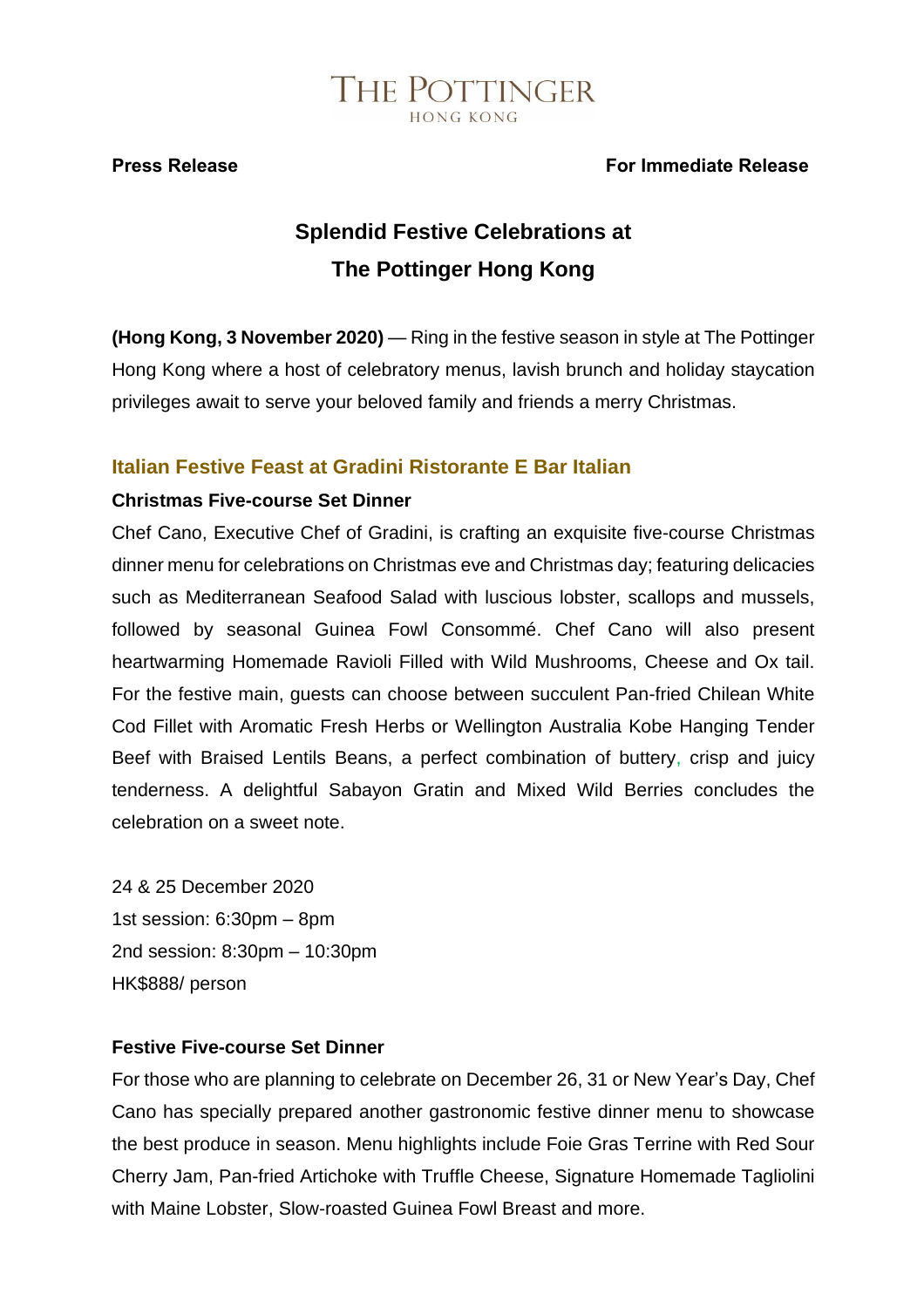THE POTTINGER
HONG KONG

**Press Release** **For Immediate Release**

# Splendid Festive Celebrations at The Pottinger Hong Kong

**(Hong Kong, 3 November 2020)** — Ring in the festive season in style at The Pottinger Hong Kong where a host of celebratory menus, lavish brunch and holiday staycation privileges await to serve your beloved family and friends a merry Christmas.

## Italian Festive Feast at Gradini Ristorante E Bar Italian

### Christmas Five-course Set Dinner

Chef Cano, Executive Chef of Gradini, is crafting an exquisite five-course Christmas dinner menu for celebrations on Christmas eve and Christmas day; featuring delicacies such as Mediterranean Seafood Salad with luscious lobster, scallops and mussels, followed by seasonal Guinea Fowl Consommé. Chef Cano will also present heartwarming Homemade Ravioli Filled with Wild Mushrooms, Cheese and Ox tail. For the festive main, guests can choose between succulent Pan-fried Chilean White Cod Fillet with Aromatic Fresh Herbs or Wellington Australia Kobe Hanging Tender Beef with Braised Lentils Beans, a perfect combination of buttery, crisp and juicy tenderness. A delightful Sabayon Gratin and Mixed Wild Berries concludes the celebration on a sweet note.

24 & 25 December 2020
1st session: 6:30pm – 8pm
2nd session: 8:30pm – 10:30pm
HK$888/ person

### Festive Five-course Set Dinner

For those who are planning to celebrate on December 26, 31 or New Year's Day, Chef Cano has specially prepared another gastronomic festive dinner menu to showcase the best produce in season. Menu highlights include Foie Gras Terrine with Red Sour Cherry Jam, Pan-fried Artichoke with Truffle Cheese, Signature Homemade Tagliolini with Maine Lobster, Slow-roasted Guinea Fowl Breast and more.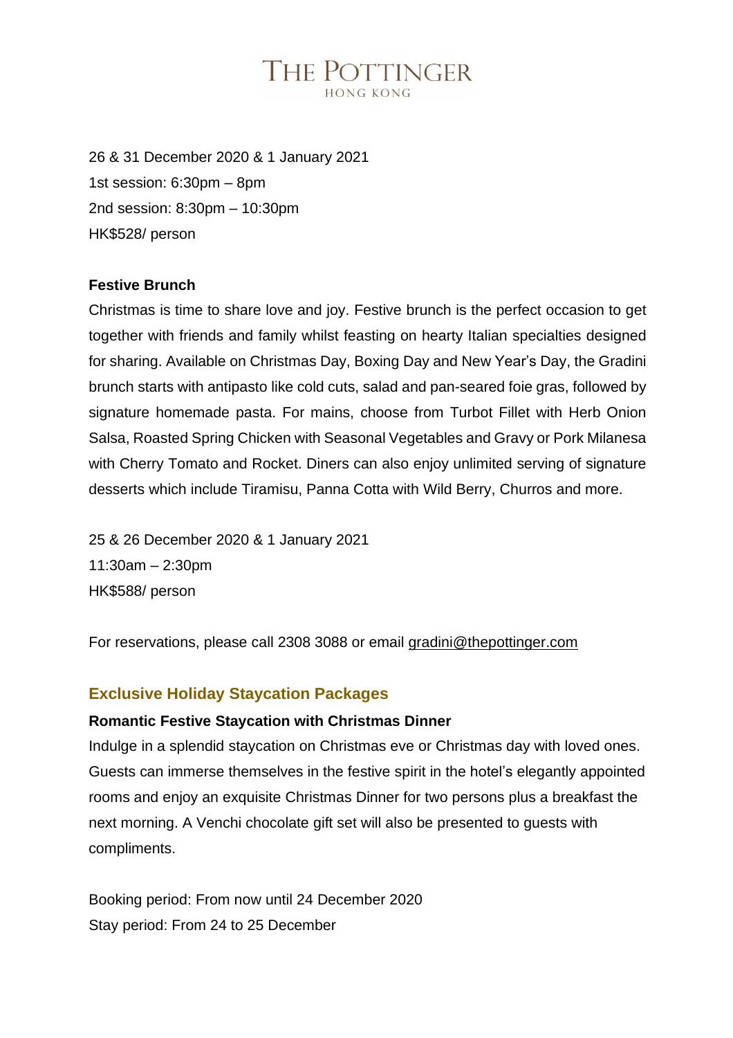26 & 31 December 2020 & 1 January 2021
1st session: 6:30pm – 8pm
2nd session: 8:30pm – 10:30pm
HK$528/ person

**Festive Brunch**

Christmas is time to share love and joy. Festive brunch is the perfect occasion to get together with friends and family whilst feasting on hearty Italian specialties designed for sharing. Available on Christmas Day, Boxing Day and New Year's Day, the Gradini brunch starts with antipasto like cold cuts, salad and pan-seared foie gras, followed by signature homemade pasta. For mains, choose from Turbot Fillet with Herb Onion Salsa, Roasted Spring Chicken with Seasonal Vegetables and Gravy or Pork Milanesa with Cherry Tomato and Rocket. Diners can also enjoy unlimited serving of signature desserts which include Tiramisu, Panna Cotta with Wild Berry, Churros and more.

25 & 26 December 2020 & 1 January 2021
11:30am – 2:30pm
HK$588/ person

For reservations, please call 2308 3088 or email gradini@thepottinger.com

## Exclusive Holiday Staycation Packages

**Romantic Festive Staycation with Christmas Dinner**

Indulge in a splendid staycation on Christmas eve or Christmas day with loved ones. Guests can immerse themselves in the festive spirit in the hotel's elegantly appointed rooms and enjoy an exquisite Christmas Dinner for two persons plus a breakfast the next morning. A Venchi chocolate gift set will also be presented to guests with compliments.

Booking period: From now until 24 December 2020
Stay period: From 24 to 25 December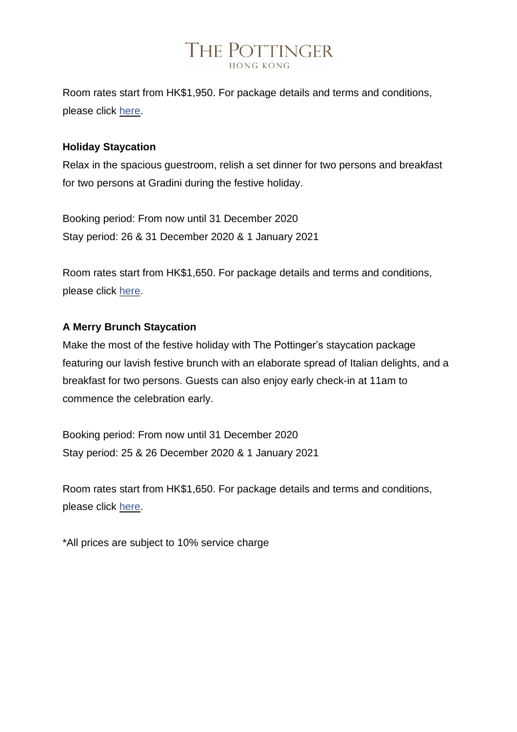Room rates start from HK$1,950. For package details and terms and conditions, please click here.

**Holiday Staycation**

Relax in the spacious guestroom, relish a set dinner for two persons and breakfast for two persons at Gradini during the festive holiday.

Booking period: From now until 31 December 2020
Stay period: 26 & 31 December 2020 & 1 January 2021

Room rates start from HK$1,650. For package details and terms and conditions, please click here.

**A Merry Brunch Staycation**

Make the most of the festive holiday with The Pottinger's staycation package featuring our lavish festive brunch with an elaborate spread of Italian delights, and a breakfast for two persons. Guests can also enjoy early check-in at 11am to commence the celebration early.

Booking period: From now until 31 December 2020
Stay period: 25 & 26 December 2020 & 1 January 2021

Room rates start from HK$1,650. For package details and terms and conditions, please click here.

*All prices are subject to 10% service charge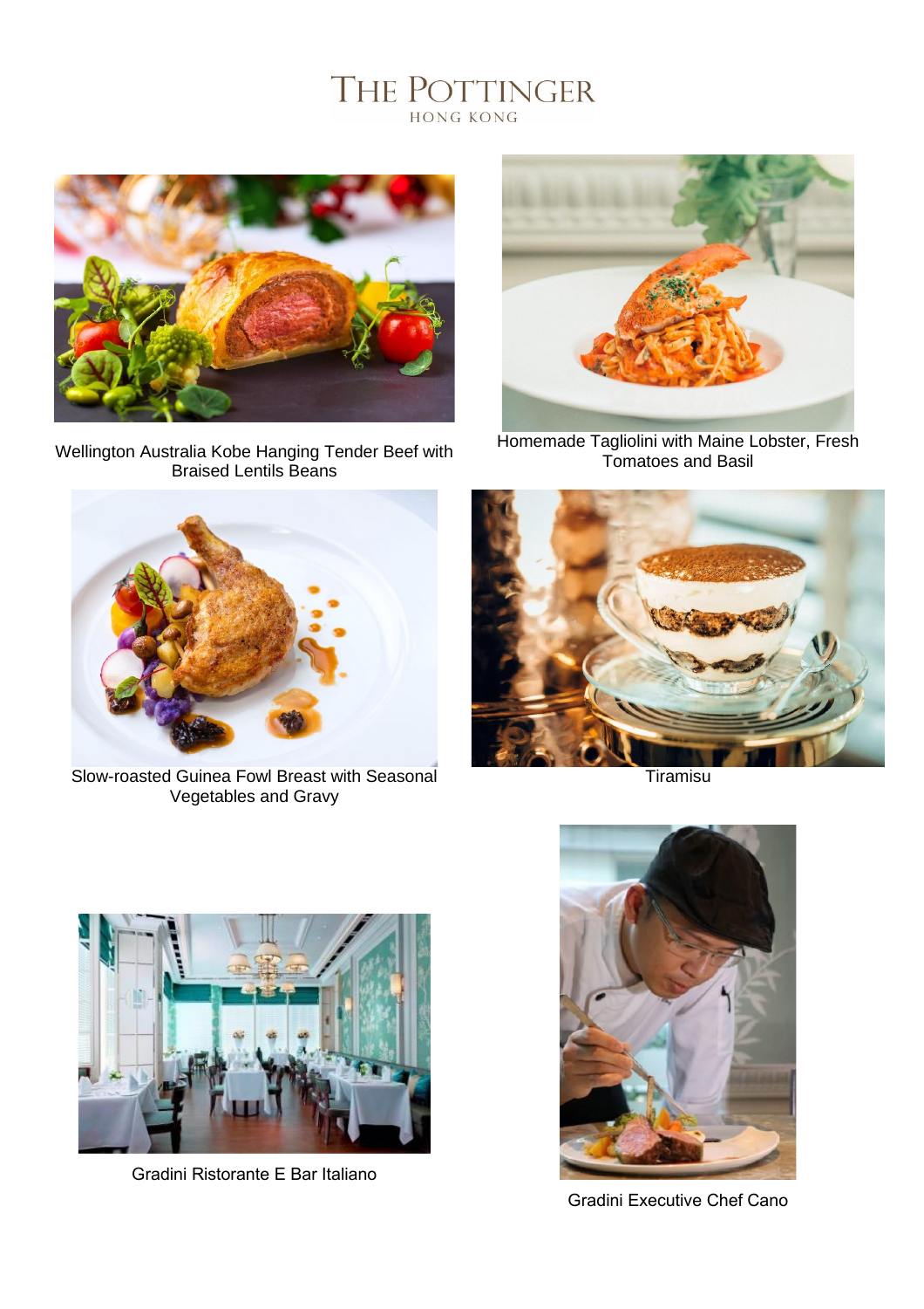# THE POTTINGER
HONG KONG

Wellington Australia Kobe Hanging Tender Beef with Braised Lentils Beans

Homemade Tagliolini with Maine Lobster, Fresh Tomatoes and Basil

Slow-roasted Guinea Fowl Breast with Seasonal Vegetables and Gravy

Tiramisu

Gradini Ristorante E Bar Italiano

Gradini Executive Chef Cano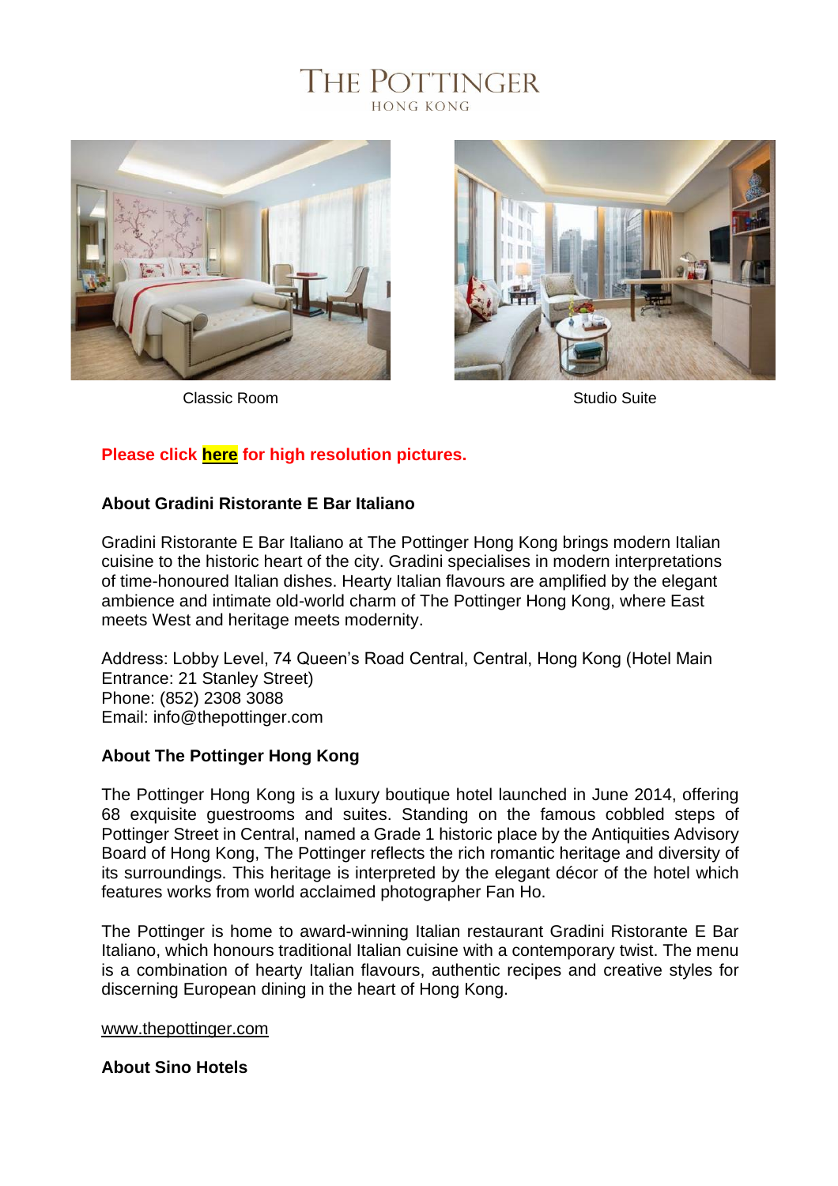THE POTTINGER
HONG KONG

Classic Room

Studio Suite

**Please click here for high resolution pictures.**

**About Gradini Ristorante E Bar Italiano**

Gradini Ristorante E Bar Italiano at The Pottinger Hong Kong brings modern Italian cuisine to the historic heart of the city. Gradini specialises in modern interpretations of time-honoured Italian dishes. Hearty Italian flavours are amplified by the elegant ambience and intimate old-world charm of The Pottinger Hong Kong, where East meets West and heritage meets modernity.

Address: Lobby Level, 74 Queen's Road Central, Central, Hong Kong (Hotel Main Entrance: 21 Stanley Street)
Phone: (852) 2308 3088
Email: info@thepottinger.com

**About The Pottinger Hong Kong**

The Pottinger Hong Kong is a luxury boutique hotel launched in June 2014, offering 68 exquisite guestrooms and suites. Standing on the famous cobbled steps of Pottinger Street in Central, named a Grade 1 historic place by the Antiquities Advisory Board of Hong Kong, The Pottinger reflects the rich romantic heritage and diversity of its surroundings. This heritage is interpreted by the elegant décor of the hotel which features works from world acclaimed photographer Fan Ho.

The Pottinger is home to award-winning Italian restaurant Gradini Ristorante E Bar Italiano, which honours traditional Italian cuisine with a contemporary twist. The menu is a combination of hearty Italian flavours, authentic recipes and creative styles for discerning European dining in the heart of Hong Kong.

www.thepottinger.com

**About Sino Hotels**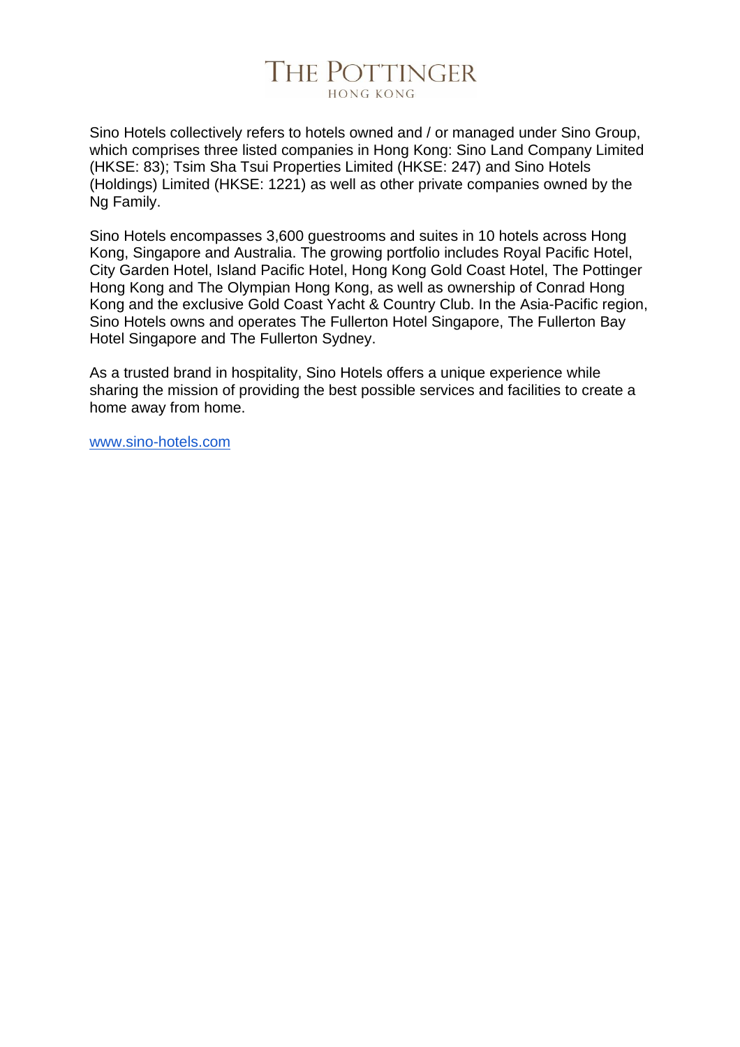# THE POTTINGER
HONG KONG

Sino Hotels collectively refers to hotels owned and / or managed under Sino Group, which comprises three listed companies in Hong Kong: Sino Land Company Limited (HKSE: 83); Tsim Sha Tsui Properties Limited (HKSE: 247) and Sino Hotels (Holdings) Limited (HKSE: 1221) as well as other private companies owned by the Ng Family.

Sino Hotels encompasses 3,600 guestrooms and suites in 10 hotels across Hong Kong, Singapore and Australia. The growing portfolio includes Royal Pacific Hotel, City Garden Hotel, Island Pacific Hotel, Hong Kong Gold Coast Hotel, The Pottinger Hong Kong and The Olympian Hong Kong, as well as ownership of Conrad Hong Kong and the exclusive Gold Coast Yacht & Country Club. In the Asia-Pacific region, Sino Hotels owns and operates The Fullerton Hotel Singapore, The Fullerton Bay Hotel Singapore and The Fullerton Sydney.

As a trusted brand in hospitality, Sino Hotels offers a unique experience while sharing the mission of providing the best possible services and facilities to create a home away from home.

www.sino-hotels.com